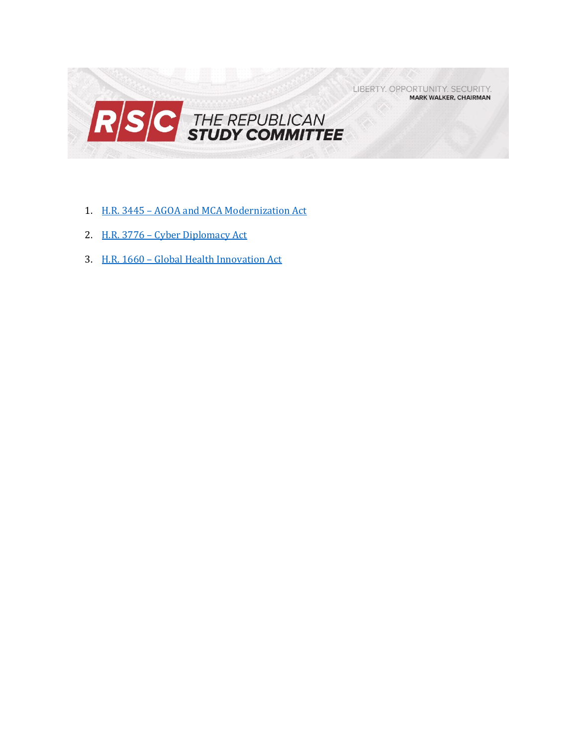# THE REPUBLICAN STUDY COMMITTEE

LIBERTY. OPPORTUNITY. SECURITY.
MARK WALKER, CHAIRMAN

1. H.R. 3445 – AGOA and MCA Modernization Act
2. H.R. 3776 – Cyber Diplomacy Act
3. H.R. 1660 – Global Health Innovation Act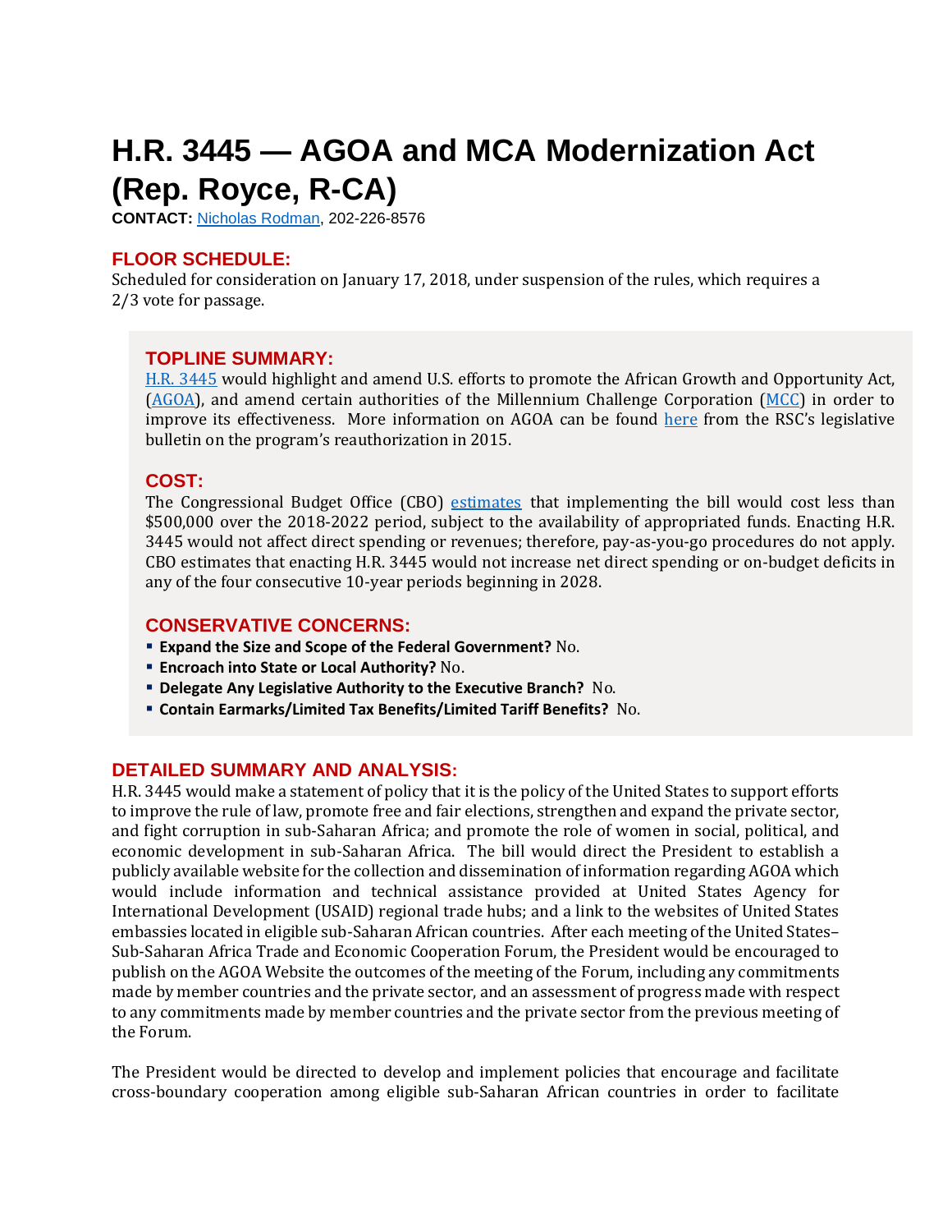# H.R. 3445 — AGOA and MCA Modernization Act (Rep. Royce, R-CA)

**CONTACT:** [Nicholas Rodman](), 202-226-8576

## FLOOR SCHEDULE:

Scheduled for consideration on January 17, 2018, under suspension of the rules, which requires a 2/3 vote for passage.

## TOPLINE SUMMARY:

[H.R. 3445]() would highlight and amend U.S. efforts to promote the African Growth and Opportunity Act, ([AGOA]()), and amend certain authorities of the Millennium Challenge Corporation ([MCC]()) in order to improve its effectiveness. More information on AGOA can be found [here]() from the RSC's legislative bulletin on the program's reauthorization in 2015.

## COST:

The Congressional Budget Office (CBO) [estimates]() that implementing the bill would cost less than $500,000 over the 2018-2022 period, subject to the availability of appropriated funds. Enacting H.R. 3445 would not affect direct spending or revenues; therefore, pay-as-you-go procedures do not apply. CBO estimates that enacting H.R. 3445 would not increase net direct spending or on-budget deficits in any of the four consecutive 10-year periods beginning in 2028.

## CONSERVATIVE CONCERNS:

- **Expand the Size and Scope of the Federal Government?** No.
- **Encroach into State or Local Authority?** No.
- **Delegate Any Legislative Authority to the Executive Branch?** No.
- **Contain Earmarks/Limited Tax Benefits/Limited Tariff Benefits?** No.

## DETAILED SUMMARY AND ANALYSIS:

H.R. 3445 would make a statement of policy that it is the policy of the United States to support efforts to improve the rule of law, promote free and fair elections, strengthen and expand the private sector, and fight corruption in sub-Saharan Africa; and promote the role of women in social, political, and economic development in sub-Saharan Africa. The bill would direct the President to establish a publicly available website for the collection and dissemination of information regarding AGOA which would include information and technical assistance provided at United States Agency for International Development (USAID) regional trade hubs; and a link to the websites of United States embassies located in eligible sub-Saharan African countries. After each meeting of the United States–Sub-Saharan Africa Trade and Economic Cooperation Forum, the President would be encouraged to publish on the AGOA Website the outcomes of the meeting of the Forum, including any commitments made by member countries and the private sector, and an assessment of progress made with respect to any commitments made by member countries and the private sector from the previous meeting of the Forum.

The President would be directed to develop and implement policies that encourage and facilitate cross-boundary cooperation among eligible sub-Saharan African countries in order to facilitate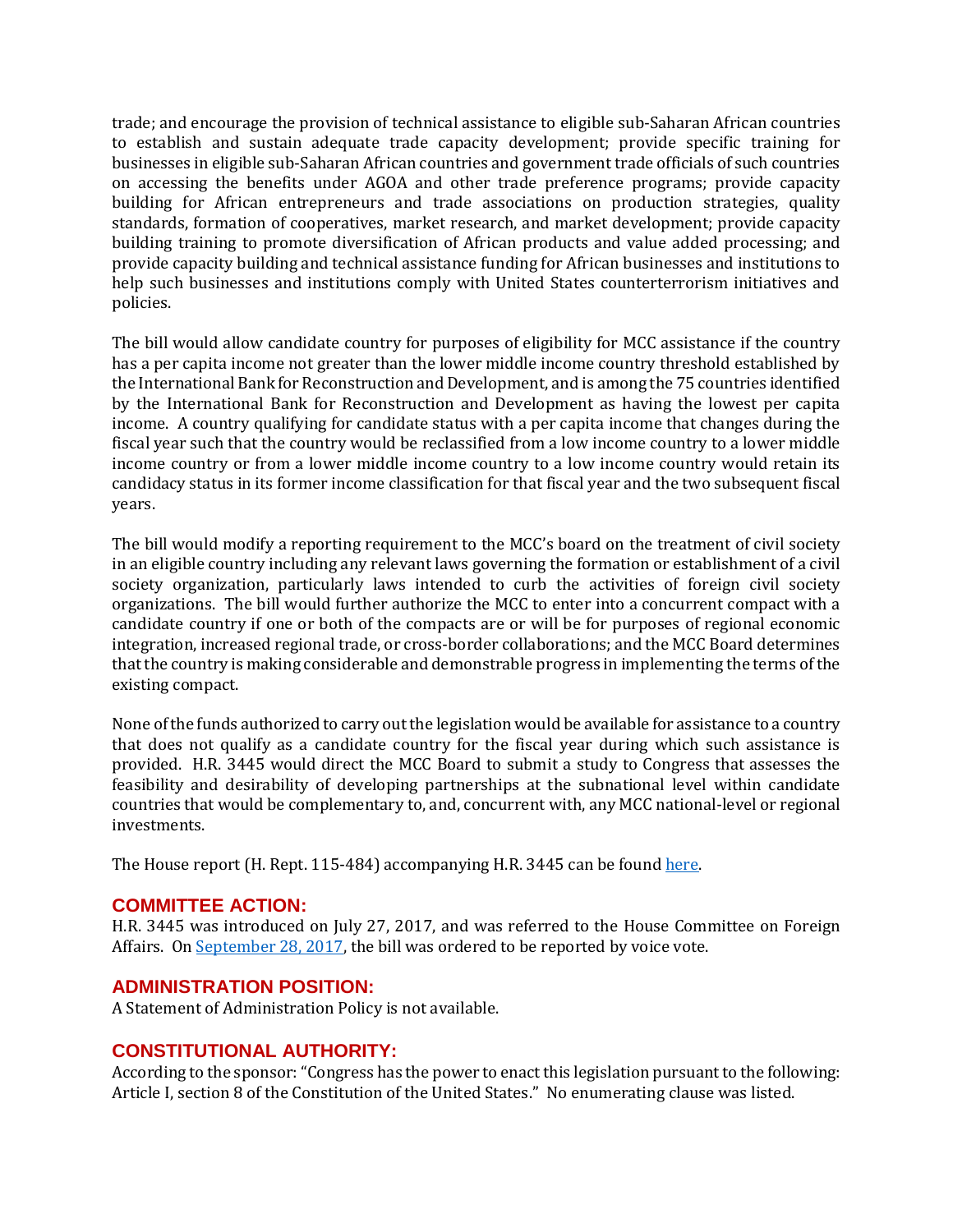trade; and encourage the provision of technical assistance to eligible sub-Saharan African countries to establish and sustain adequate trade capacity development; provide specific training for businesses in eligible sub-Saharan African countries and government trade officials of such countries on accessing the benefits under AGOA and other trade preference programs; provide capacity building for African entrepreneurs and trade associations on production strategies, quality standards, formation of cooperatives, market research, and market development; provide capacity building training to promote diversification of African products and value added processing; and provide capacity building and technical assistance funding for African businesses and institutions to help such businesses and institutions comply with United States counterterrorism initiatives and policies.

The bill would allow candidate country for purposes of eligibility for MCC assistance if the country has a per capita income not greater than the lower middle income country threshold established by the International Bank for Reconstruction and Development, and is among the 75 countries identified by the International Bank for Reconstruction and Development as having the lowest per capita income. A country qualifying for candidate status with a per capita income that changes during the fiscal year such that the country would be reclassified from a low income country to a lower middle income country or from a lower middle income country to a low income country would retain its candidacy status in its former income classification for that fiscal year and the two subsequent fiscal years.

The bill would modify a reporting requirement to the MCC's board on the treatment of civil society in an eligible country including any relevant laws governing the formation or establishment of a civil society organization, particularly laws intended to curb the activities of foreign civil society organizations. The bill would further authorize the MCC to enter into a concurrent compact with a candidate country if one or both of the compacts are or will be for purposes of regional economic integration, increased regional trade, or cross-border collaborations; and the MCC Board determines that the country is making considerable and demonstrable progress in implementing the terms of the existing compact.

None of the funds authorized to carry out the legislation would be available for assistance to a country that does not qualify as a candidate country for the fiscal year during which such assistance is provided. H.R. 3445 would direct the MCC Board to submit a study to Congress that assesses the feasibility and desirability of developing partnerships at the subnational level within candidate countries that would be complementary to, and, concurrent with, any MCC national-level or regional investments.

The House report (H. Rept. 115-484) accompanying H.R. 3445 can be found here.

## COMMITTEE ACTION:

H.R. 3445 was introduced on July 27, 2017, and was referred to the House Committee on Foreign Affairs. On September 28, 2017, the bill was ordered to be reported by voice vote.

## ADMINISTRATION POSITION:

A Statement of Administration Policy is not available.

## CONSTITUTIONAL AUTHORITY:

According to the sponsor: "Congress has the power to enact this legislation pursuant to the following: Article I, section 8 of the Constitution of the United States." No enumerating clause was listed.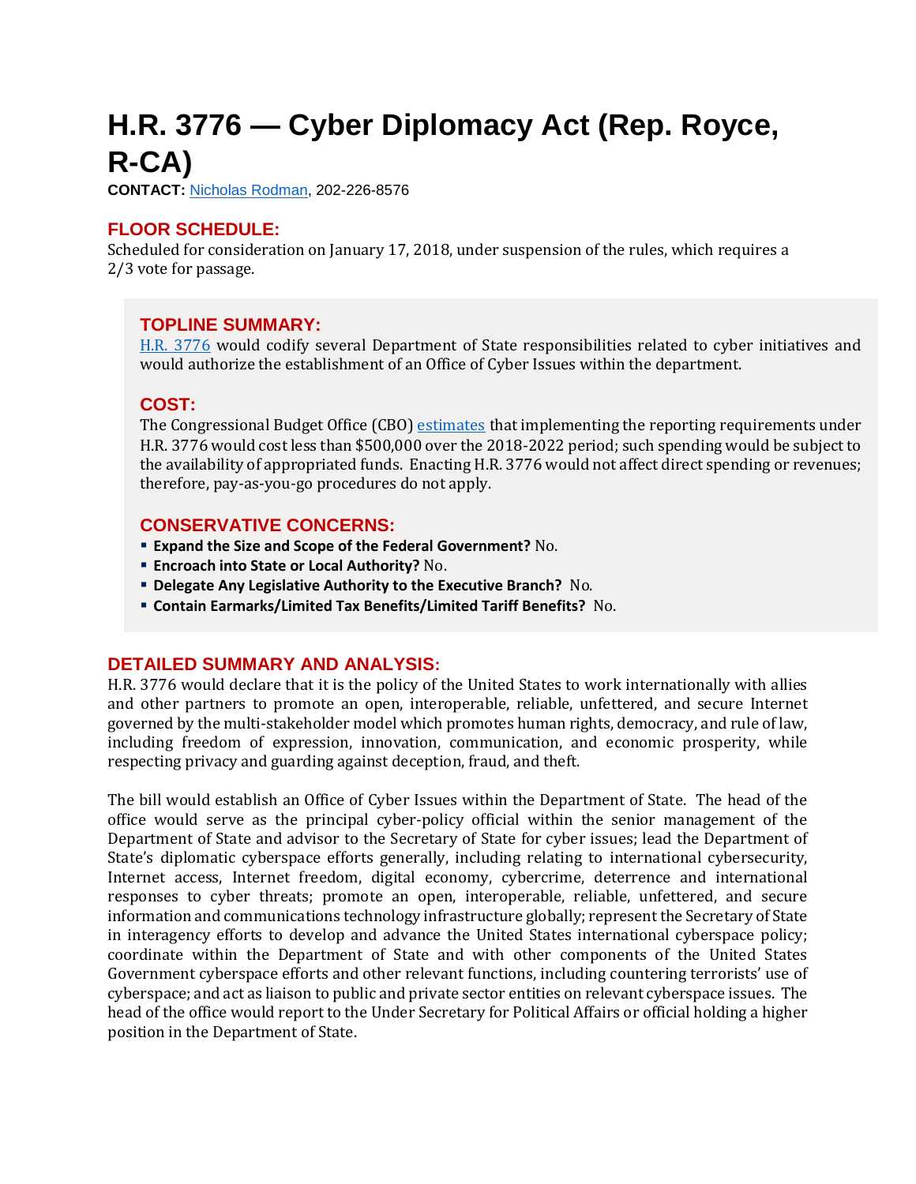# H.R. 3776 — Cyber Diplomacy Act (Rep. Royce, R-CA)

**CONTACT:** [Nicholas Rodman](), 202-226-8576

## FLOOR SCHEDULE:

Scheduled for consideration on January 17, 2018, under suspension of the rules, which requires a 2/3 vote for passage.

## TOPLINE SUMMARY:

[H.R. 3776]() would codify several Department of State responsibilities related to cyber initiatives and would authorize the establishment of an Office of Cyber Issues within the department.

## COST:

The Congressional Budget Office (CBO) [estimates]() that implementing the reporting requirements under H.R. 3776 would cost less than $500,000 over the 2018-2022 period; such spending would be subject to the availability of appropriated funds. Enacting H.R. 3776 would not affect direct spending or revenues; therefore, pay-as-you-go procedures do not apply.

## CONSERVATIVE CONCERNS:

- **Expand the Size and Scope of the Federal Government?** No.
- **Encroach into State or Local Authority?** No.
- **Delegate Any Legislative Authority to the Executive Branch?** No.
- **Contain Earmarks/Limited Tax Benefits/Limited Tariff Benefits?** No.

## DETAILED SUMMARY AND ANALYSIS:

H.R. 3776 would declare that it is the policy of the United States to work internationally with allies and other partners to promote an open, interoperable, reliable, unfettered, and secure Internet governed by the multi-stakeholder model which promotes human rights, democracy, and rule of law, including freedom of expression, innovation, communication, and economic prosperity, while respecting privacy and guarding against deception, fraud, and theft.

The bill would establish an Office of Cyber Issues within the Department of State. The head of the office would serve as the principal cyber-policy official within the senior management of the Department of State and advisor to the Secretary of State for cyber issues; lead the Department of State's diplomatic cyberspace efforts generally, including relating to international cybersecurity, Internet access, Internet freedom, digital economy, cybercrime, deterrence and international responses to cyber threats; promote an open, interoperable, reliable, unfettered, and secure information and communications technology infrastructure globally; represent the Secretary of State in interagency efforts to develop and advance the United States international cyberspace policy; coordinate within the Department of State and with other components of the United States Government cyberspace efforts and other relevant functions, including countering terrorists' use of cyberspace; and act as liaison to public and private sector entities on relevant cyberspace issues. The head of the office would report to the Under Secretary for Political Affairs or official holding a higher position in the Department of State.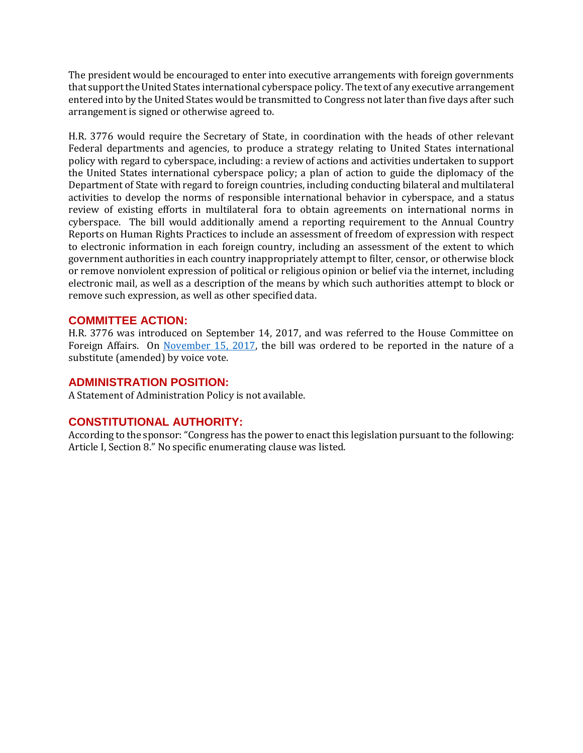The president would be encouraged to enter into executive arrangements with foreign governments that support the United States international cyberspace policy. The text of any executive arrangement entered into by the United States would be transmitted to Congress not later than five days after such arrangement is signed or otherwise agreed to.

H.R. 3776 would require the Secretary of State, in coordination with the heads of other relevant Federal departments and agencies, to produce a strategy relating to United States international policy with regard to cyberspace, including: a review of actions and activities undertaken to support the United States international cyberspace policy; a plan of action to guide the diplomacy of the Department of State with regard to foreign countries, including conducting bilateral and multilateral activities to develop the norms of responsible international behavior in cyberspace, and a status review of existing efforts in multilateral fora to obtain agreements on international norms in cyberspace. The bill would additionally amend a reporting requirement to the Annual Country Reports on Human Rights Practices to include an assessment of freedom of expression with respect to electronic information in each foreign country, including an assessment of the extent to which government authorities in each country inappropriately attempt to filter, censor, or otherwise block or remove nonviolent expression of political or religious opinion or belief via the internet, including electronic mail, as well as a description of the means by which such authorities attempt to block or remove such expression, as well as other specified data.

## COMMITTEE ACTION:

H.R. 3776 was introduced on September 14, 2017, and was referred to the House Committee on Foreign Affairs. On November 15, 2017, the bill was ordered to be reported in the nature of a substitute (amended) by voice vote.

## ADMINISTRATION POSITION:

A Statement of Administration Policy is not available.

## CONSTITUTIONAL AUTHORITY:

According to the sponsor: "Congress has the power to enact this legislation pursuant to the following: Article I, Section 8." No specific enumerating clause was listed.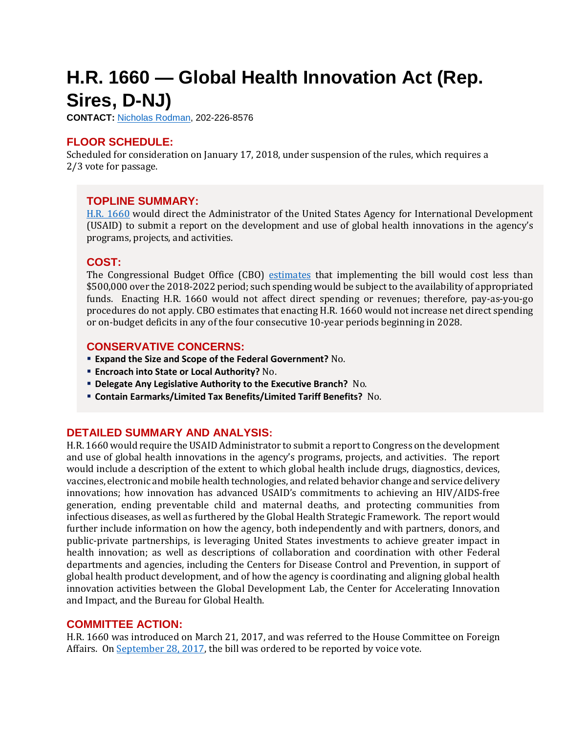# H.R. 1660 — Global Health Innovation Act (Rep. Sires, D-NJ)

**CONTACT:** Nicholas Rodman, 202-226-8576

## FLOOR SCHEDULE:

Scheduled for consideration on January 17, 2018, under suspension of the rules, which requires a 2/3 vote for passage.

## TOPLINE SUMMARY:

H.R. 1660 would direct the Administrator of the United States Agency for International Development (USAID) to submit a report on the development and use of global health innovations in the agency's programs, projects, and activities.

## COST:

The Congressional Budget Office (CBO) estimates that implementing the bill would cost less than $500,000 over the 2018-2022 period; such spending would be subject to the availability of appropriated funds. Enacting H.R. 1660 would not affect direct spending or revenues; therefore, pay-as-you-go procedures do not apply. CBO estimates that enacting H.R. 1660 would not increase net direct spending or on-budget deficits in any of the four consecutive 10-year periods beginning in 2028.

## CONSERVATIVE CONCERNS:

- **Expand the Size and Scope of the Federal Government?** No.
- **Encroach into State or Local Authority?** No.
- **Delegate Any Legislative Authority to the Executive Branch?** No.
- **Contain Earmarks/Limited Tax Benefits/Limited Tariff Benefits?** No.

## DETAILED SUMMARY AND ANALYSIS:

H.R. 1660 would require the USAID Administrator to submit a report to Congress on the development and use of global health innovations in the agency's programs, projects, and activities. The report would include a description of the extent to which global health include drugs, diagnostics, devices, vaccines, electronic and mobile health technologies, and related behavior change and service delivery innovations; how innovation has advanced USAID's commitments to achieving an HIV/AIDS-free generation, ending preventable child and maternal deaths, and protecting communities from infectious diseases, as well as furthered by the Global Health Strategic Framework. The report would further include information on how the agency, both independently and with partners, donors, and public-private partnerships, is leveraging United States investments to achieve greater impact in health innovation; as well as descriptions of collaboration and coordination with other Federal departments and agencies, including the Centers for Disease Control and Prevention, in support of global health product development, and of how the agency is coordinating and aligning global health innovation activities between the Global Development Lab, the Center for Accelerating Innovation and Impact, and the Bureau for Global Health.

## COMMITTEE ACTION:

H.R. 1660 was introduced on March 21, 2017, and was referred to the House Committee on Foreign Affairs. On September 28, 2017, the bill was ordered to be reported by voice vote.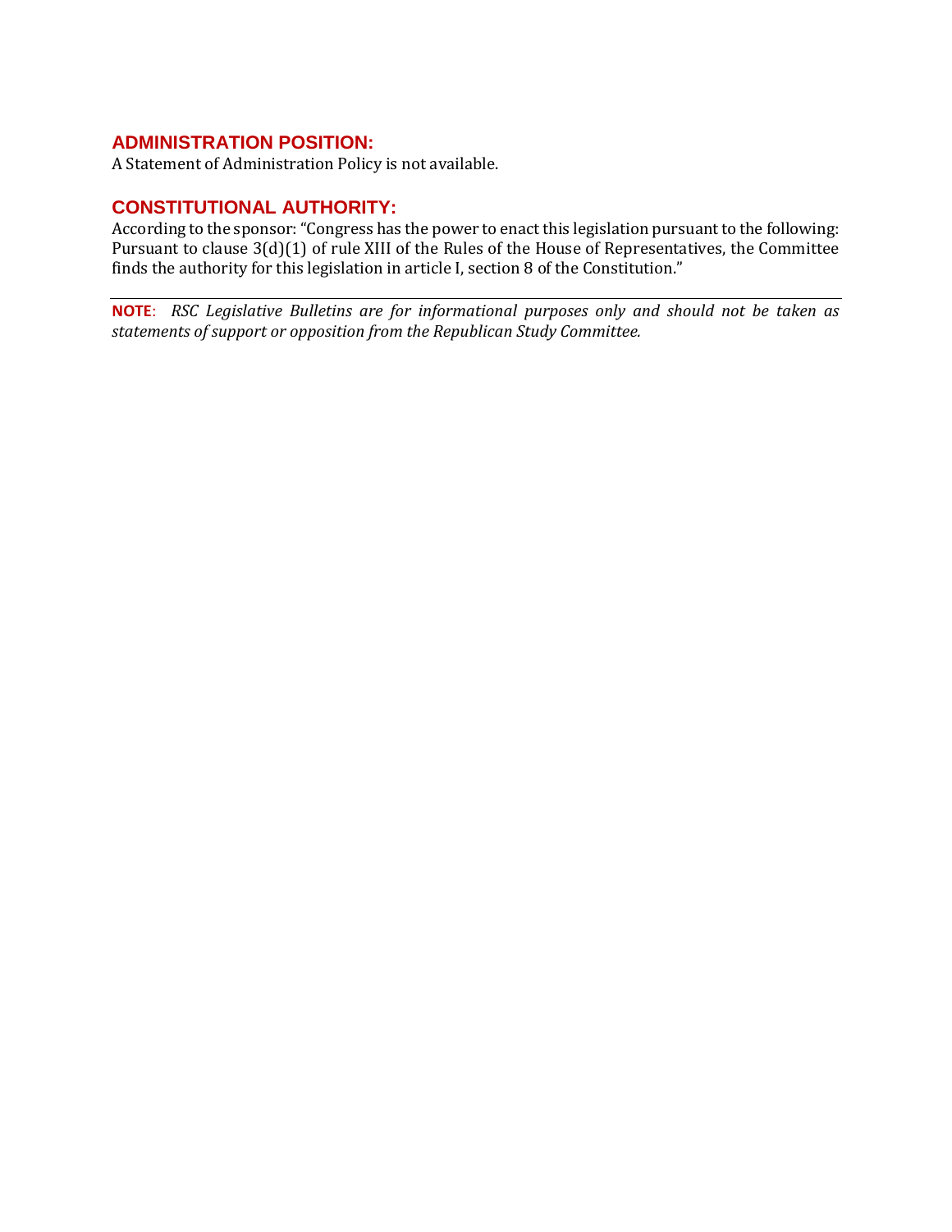## ADMINISTRATION POSITION:

A Statement of Administration Policy is not available.

## CONSTITUTIONAL AUTHORITY:

According to the sponsor: "Congress has the power to enact this legislation pursuant to the following: Pursuant to clause 3(d)(1) of rule XIII of the Rules of the House of Representatives, the Committee finds the authority for this legislation in article I, section 8 of the Constitution."

---

**NOTE**: *RSC Legislative Bulletins are for informational purposes only and should not be taken as statements of support or opposition from the Republican Study Committee.*